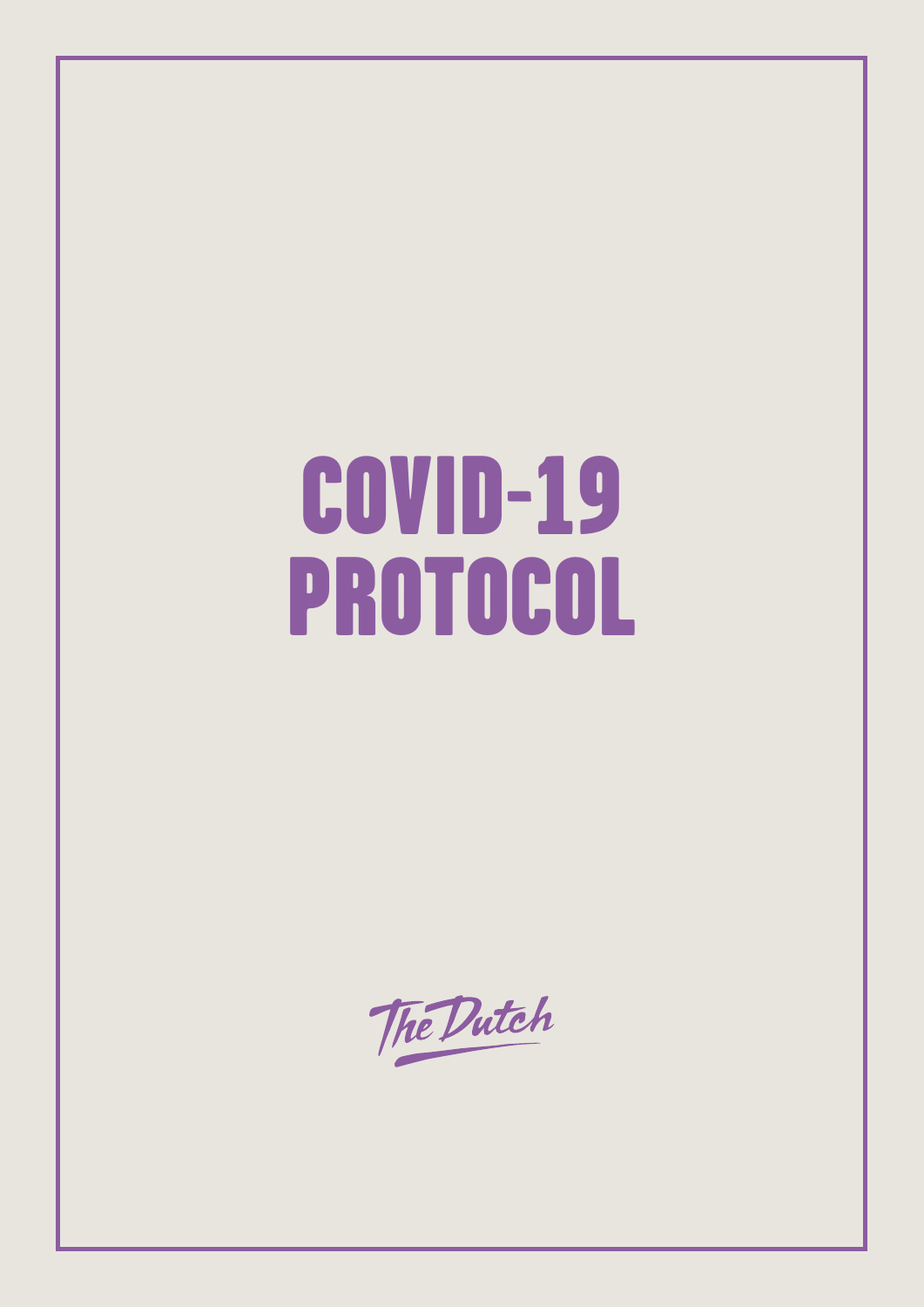# COVID-19 PROTOCOL

The Dutch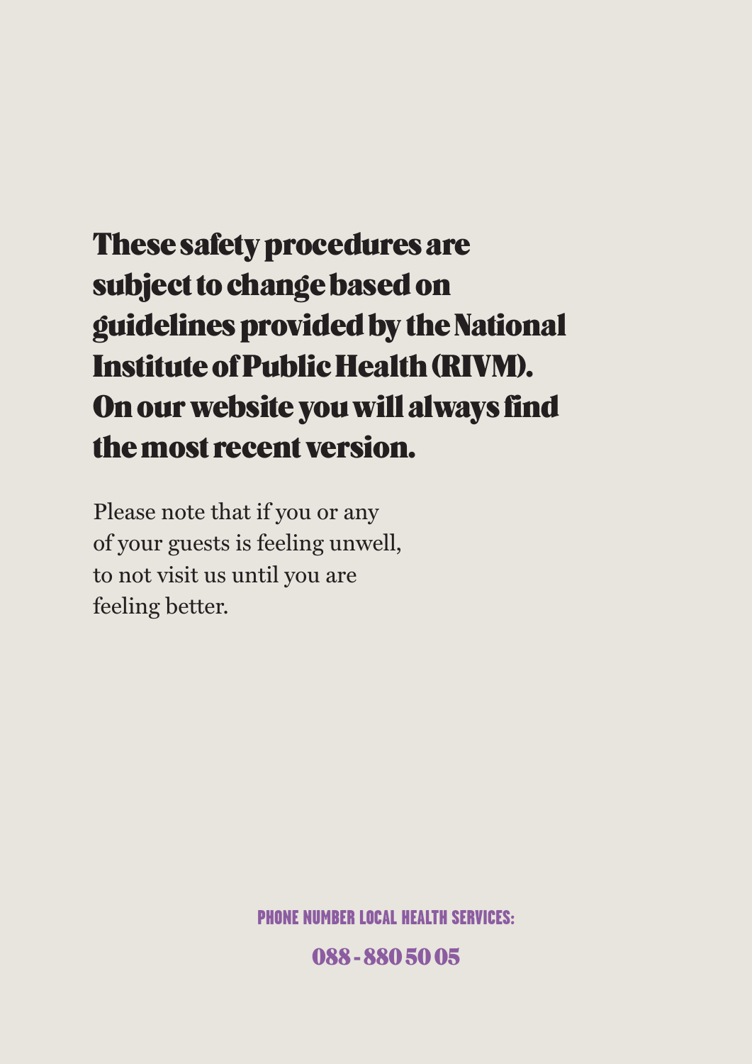**These safety procedures are subject to change based on guidelines provided by the National Institute of Public Health (RIVM). On our website you will always find the most recent version.**

Please note that if you or any of your guests is feeling unwell, to not visit us until you are feeling better.

**PHONE NUMBER LOCAL HEALTH SERVICES:**

**088 - 880 50 05**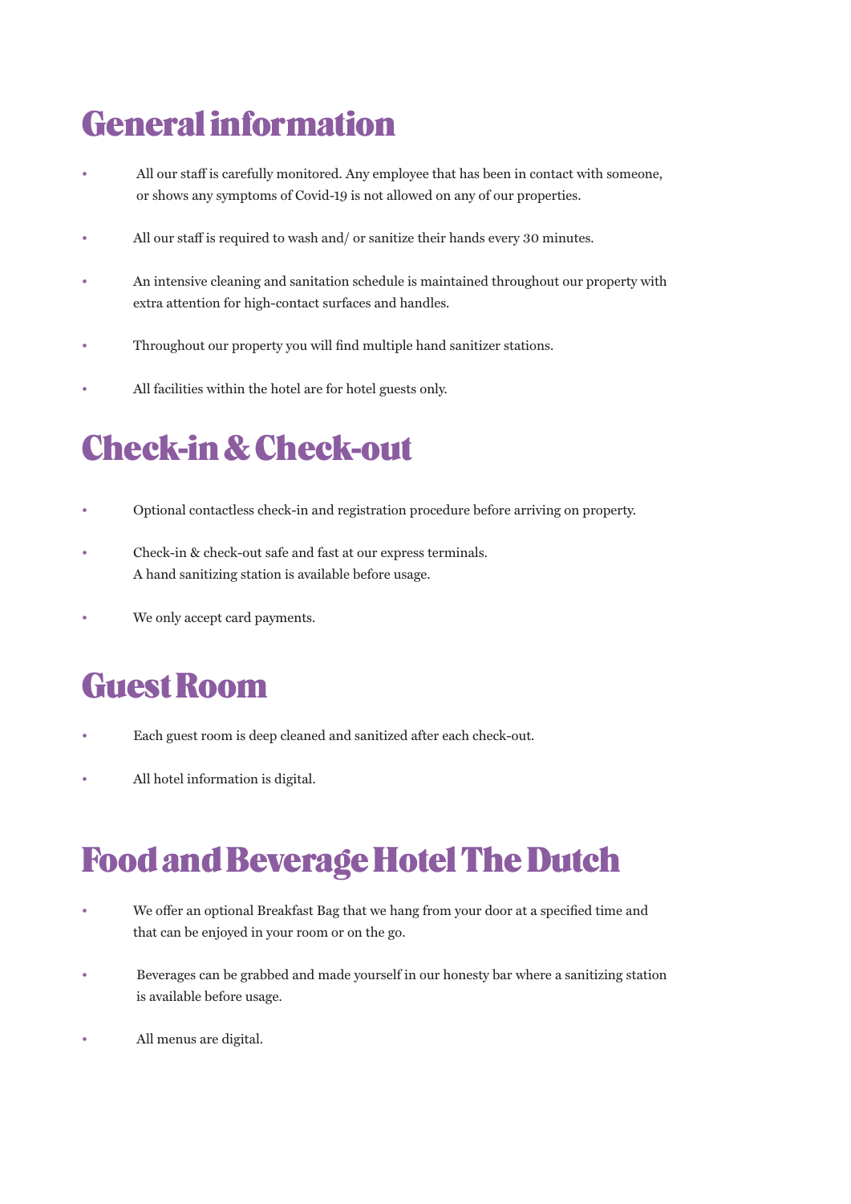# General information

- All our staff is carefully monitored. Any employee that has been in contact with someone, or shows any symptoms of Covid-19 is not allowed on any of our properties.
- All our staff is required to wash and/ or sanitize their hands every 30 minutes.
- An intensive cleaning and sanitation schedule is maintained throughout our property with extra attention for high-contact surfaces and handles.
- Throughout our property you will find multiple hand sanitizer stations.
- All facilities within the hotel are for hotel guests only.

# Check-in & Check-out

- Optional contactless check-in and registration procedure before arriving on property.
- Check-in & check-out safe and fast at our express terminals.
  A hand sanitizing station is available before usage.
- We only accept card payments.

# Guest Room

- Each guest room is deep cleaned and sanitized after each check-out.
- All hotel information is digital.

# Food and Beverage Hotel The Dutch

- We offer an optional Breakfast Bag that we hang from your door at a specified time and that can be enjoyed in your room or on the go.
- Beverages can be grabbed and made yourself in our honesty bar where a sanitizing station is available before usage.
- All menus are digital.